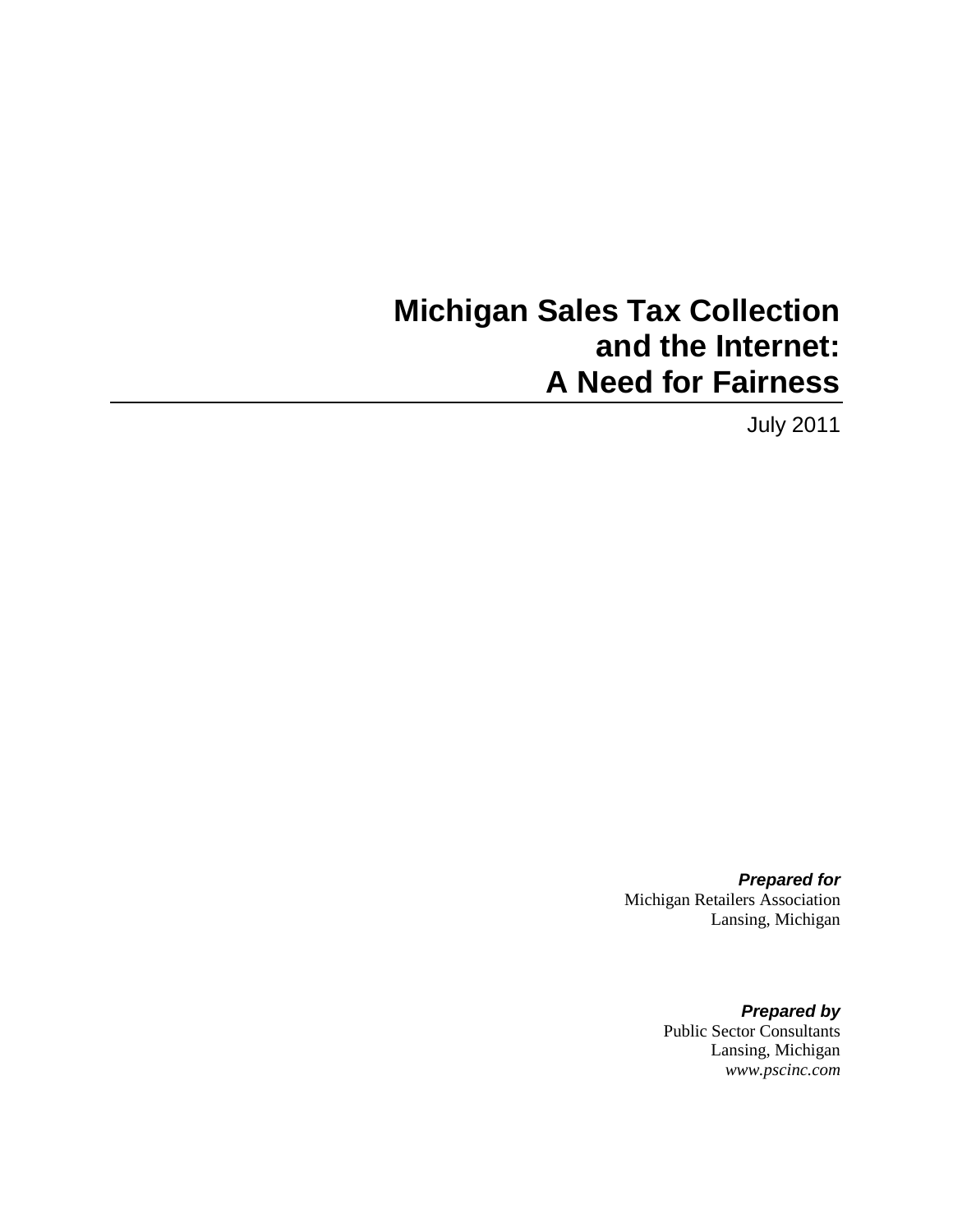# Michigan Sales Tax Collection and the Internet: A Need for Fairness

July 2011

***Prepared for***
Michigan Retailers Association
Lansing, Michigan

***Prepared by***
Public Sector Consultants
Lansing, Michigan
*www.pscinc.com*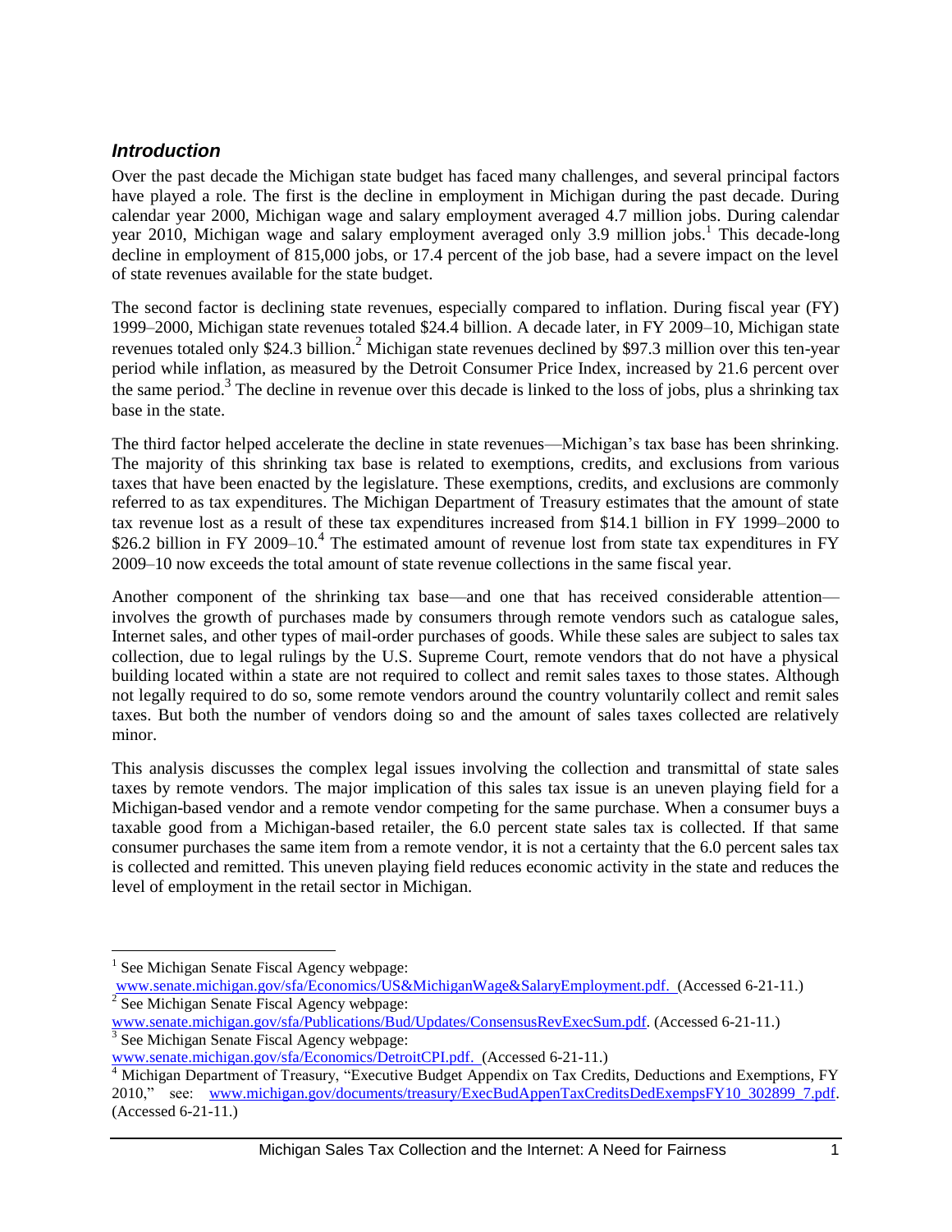### *Introduction*

Over the past decade the Michigan state budget has faced many challenges, and several principal factors have played a role. The first is the decline in employment in Michigan during the past decade. During calendar year 2000, Michigan wage and salary employment averaged 4.7 million jobs. During calendar year 2010, Michigan wage and salary employment averaged only 3.9 million jobs.[1] This decade-long decline in employment of 815,000 jobs, or 17.4 percent of the job base, had a severe impact on the level of state revenues available for the state budget.

The second factor is declining state revenues, especially compared to inflation. During fiscal year (FY) 1999–2000, Michigan state revenues totaled $24.4 billion. A decade later, in FY 2009–10, Michigan state revenues totaled only $24.3 billion.[2] Michigan state revenues declined by $97.3 million over this ten-year period while inflation, as measured by the Detroit Consumer Price Index, increased by 21.6 percent over the same period.[3] The decline in revenue over this decade is linked to the loss of jobs, plus a shrinking tax base in the state.

The third factor helped accelerate the decline in state revenues—Michigan's tax base has been shrinking. The majority of this shrinking tax base is related to exemptions, credits, and exclusions from various taxes that have been enacted by the legislature. These exemptions, credits, and exclusions are commonly referred to as tax expenditures. The Michigan Department of Treasury estimates that the amount of state tax revenue lost as a result of these tax expenditures increased from $14.1 billion in FY 1999–2000 to $26.2 billion in FY 2009–10.[4] The estimated amount of revenue lost from state tax expenditures in FY 2009–10 now exceeds the total amount of state revenue collections in the same fiscal year.

Another component of the shrinking tax base—and one that has received considerable attention—involves the growth of purchases made by consumers through remote vendors such as catalogue sales, Internet sales, and other types of mail-order purchases of goods. While these sales are subject to sales tax collection, due to legal rulings by the U.S. Supreme Court, remote vendors that do not have a physical building located within a state are not required to collect and remit sales taxes to those states. Although not legally required to do so, some remote vendors around the country voluntarily collect and remit sales taxes. But both the number of vendors doing so and the amount of sales taxes collected are relatively minor.

This analysis discusses the complex legal issues involving the collection and transmittal of state sales taxes by remote vendors. The major implication of this sales tax issue is an uneven playing field for a Michigan-based vendor and a remote vendor competing for the same purchase. When a consumer buys a taxable good from a Michigan-based retailer, the 6.0 percent state sales tax is collected. If that same consumer purchases the same item from a remote vendor, it is not a certainty that the 6.0 percent sales tax is collected and remitted. This uneven playing field reduces economic activity in the state and reduces the level of employment in the retail sector in Michigan.

---

[1] See Michigan Senate Fiscal Agency webpage: www.senate.michigan.gov/sfa/Economics/US&MichiganWage&SalaryEmployment.pdf. (Accessed 6-21-11.)

[2] See Michigan Senate Fiscal Agency webpage: www.senate.michigan.gov/sfa/Publications/Bud/Updates/ConsensusRevExecSum.pdf. (Accessed 6-21-11.)

[3] See Michigan Senate Fiscal Agency webpage: www.senate.michigan.gov/sfa/Economics/DetroitCPI.pdf. (Accessed 6-21-11.)

[4] Michigan Department of Treasury, "Executive Budget Appendix on Tax Credits, Deductions and Exemptions, FY 2010," see: www.michigan.gov/documents/treasury/ExecBudAppenTaxCreditsDedExempsFY10_302899_7.pdf. (Accessed 6-21-11.)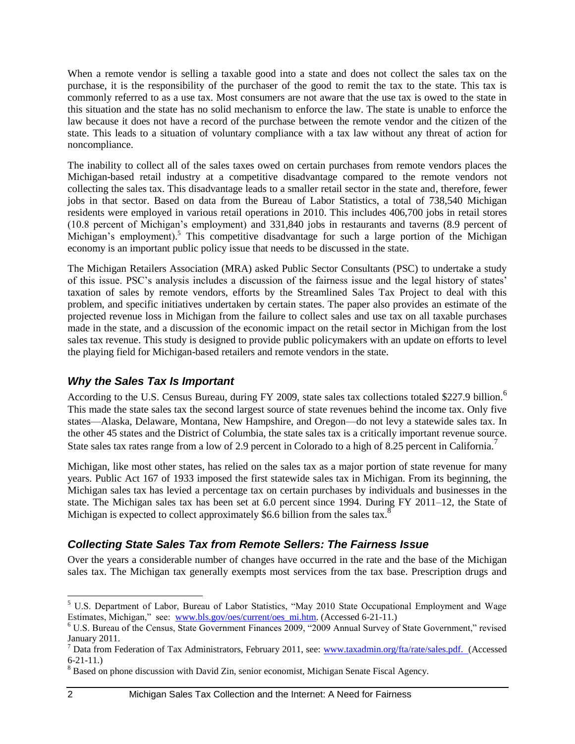When a remote vendor is selling a taxable good into a state and does not collect the sales tax on the purchase, it is the responsibility of the purchaser of the good to remit the tax to the state. This tax is commonly referred to as a use tax. Most consumers are not aware that the use tax is owed to the state in this situation and the state has no solid mechanism to enforce the law. The state is unable to enforce the law because it does not have a record of the purchase between the remote vendor and the citizen of the state. This leads to a situation of voluntary compliance with a tax law without any threat of action for noncompliance.

The inability to collect all of the sales taxes owed on certain purchases from remote vendors places the Michigan-based retail industry at a competitive disadvantage compared to the remote vendors not collecting the sales tax. This disadvantage leads to a smaller retail sector in the state and, therefore, fewer jobs in that sector. Based on data from the Bureau of Labor Statistics, a total of 738,540 Michigan residents were employed in various retail operations in 2010. This includes 406,700 jobs in retail stores (10.8 percent of Michigan's employment) and 331,840 jobs in restaurants and taverns (8.9 percent of Michigan's employment).[5] This competitive disadvantage for such a large portion of the Michigan economy is an important public policy issue that needs to be discussed in the state.

The Michigan Retailers Association (MRA) asked Public Sector Consultants (PSC) to undertake a study of this issue. PSC's analysis includes a discussion of the fairness issue and the legal history of states' taxation of sales by remote vendors, efforts by the Streamlined Sales Tax Project to deal with this problem, and specific initiatives undertaken by certain states. The paper also provides an estimate of the projected revenue loss in Michigan from the failure to collect sales and use tax on all taxable purchases made in the state, and a discussion of the economic impact on the retail sector in Michigan from the lost sales tax revenue. This study is designed to provide public policymakers with an update on efforts to level the playing field for Michigan-based retailers and remote vendors in the state.

## *Why the Sales Tax Is Important*

According to the U.S. Census Bureau, during FY 2009, state sales tax collections totaled $227.9 billion.[6] This made the state sales tax the second largest source of state revenues behind the income tax. Only five states—Alaska, Delaware, Montana, New Hampshire, and Oregon—do not levy a statewide sales tax. In the other 45 states and the District of Columbia, the state sales tax is a critically important revenue source. State sales tax rates range from a low of 2.9 percent in Colorado to a high of 8.25 percent in California.[7]

Michigan, like most other states, has relied on the sales tax as a major portion of state revenue for many years. Public Act 167 of 1933 imposed the first statewide sales tax in Michigan. From its beginning, the Michigan sales tax has levied a percentage tax on certain purchases by individuals and businesses in the state. The Michigan sales tax has been set at 6.0 percent since 1994. During FY 2011–12, the State of Michigan is expected to collect approximately $6.6 billion from the sales tax.[8]

## *Collecting State Sales Tax from Remote Sellers: The Fairness Issue*

Over the years a considerable number of changes have occurred in the rate and the base of the Michigan sales tax. The Michigan tax generally exempts most services from the tax base. Prescription drugs and

---

[5] U.S. Department of Labor, Bureau of Labor Statistics, "May 2010 State Occupational Employment and Wage Estimates, Michigan," see: www.bls.gov/oes/current/oes_mi.htm. (Accessed 6-21-11.)

[6] U.S. Bureau of the Census, State Government Finances 2009, "2009 Annual Survey of State Government," revised January 2011.

[7] Data from Federation of Tax Administrators, February 2011, see: www.taxadmin.org/fta/rate/sales.pdf. (Accessed 6-21-11.)

[8] Based on phone discussion with David Zin, senior economist, Michigan Senate Fiscal Agency.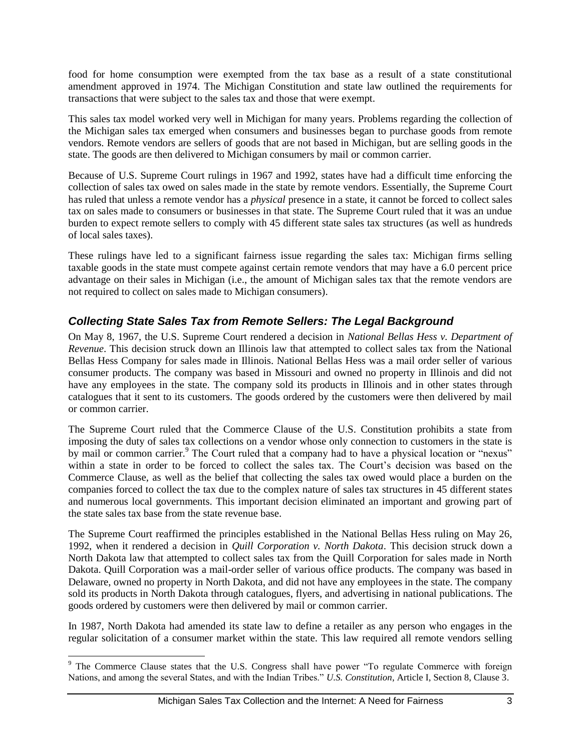food for home consumption were exempted from the tax base as a result of a state constitutional amendment approved in 1974. The Michigan Constitution and state law outlined the requirements for transactions that were subject to the sales tax and those that were exempt.

This sales tax model worked very well in Michigan for many years. Problems regarding the collection of the Michigan sales tax emerged when consumers and businesses began to purchase goods from remote vendors. Remote vendors are sellers of goods that are not based in Michigan, but are selling goods in the state. The goods are then delivered to Michigan consumers by mail or common carrier.

Because of U.S. Supreme Court rulings in 1967 and 1992, states have had a difficult time enforcing the collection of sales tax owed on sales made in the state by remote vendors. Essentially, the Supreme Court has ruled that unless a remote vendor has a *physical* presence in a state, it cannot be forced to collect sales tax on sales made to consumers or businesses in that state. The Supreme Court ruled that it was an undue burden to expect remote sellers to comply with 45 different state sales tax structures (as well as hundreds of local sales taxes).

These rulings have led to a significant fairness issue regarding the sales tax: Michigan firms selling taxable goods in the state must compete against certain remote vendors that may have a 6.0 percent price advantage on their sales in Michigan (i.e., the amount of Michigan sales tax that the remote vendors are not required to collect on sales made to Michigan consumers).

## *Collecting State Sales Tax from Remote Sellers: The Legal Background*

On May 8, 1967, the U.S. Supreme Court rendered a decision in *National Bellas Hess v. Department of Revenue*. This decision struck down an Illinois law that attempted to collect sales tax from the National Bellas Hess Company for sales made in Illinois. National Bellas Hess was a mail order seller of various consumer products. The company was based in Missouri and owned no property in Illinois and did not have any employees in the state. The company sold its products in Illinois and in other states through catalogues that it sent to its customers. The goods ordered by the customers were then delivered by mail or common carrier.

The Supreme Court ruled that the Commerce Clause of the U.S. Constitution prohibits a state from imposing the duty of sales tax collections on a vendor whose only connection to customers in the state is by mail or common carrier.[9] The Court ruled that a company had to have a physical location or "nexus" within a state in order to be forced to collect the sales tax. The Court's decision was based on the Commerce Clause, as well as the belief that collecting the sales tax owed would place a burden on the companies forced to collect the tax due to the complex nature of sales tax structures in 45 different states and numerous local governments. This important decision eliminated an important and growing part of the state sales tax base from the state revenue base.

The Supreme Court reaffirmed the principles established in the National Bellas Hess ruling on May 26, 1992, when it rendered a decision in *Quill Corporation v. North Dakota*. This decision struck down a North Dakota law that attempted to collect sales tax from the Quill Corporation for sales made in North Dakota. Quill Corporation was a mail-order seller of various office products. The company was based in Delaware, owned no property in North Dakota, and did not have any employees in the state. The company sold its products in North Dakota through catalogues, flyers, and advertising in national publications. The goods ordered by customers were then delivered by mail or common carrier.

In 1987, North Dakota had amended its state law to define a retailer as any person who engages in the regular solicitation of a consumer market within the state. This law required all remote vendors selling

[9] The Commerce Clause states that the U.S. Congress shall have power "To regulate Commerce with foreign Nations, and among the several States, and with the Indian Tribes." *U.S. Constitution*, Article I, Section 8, Clause 3.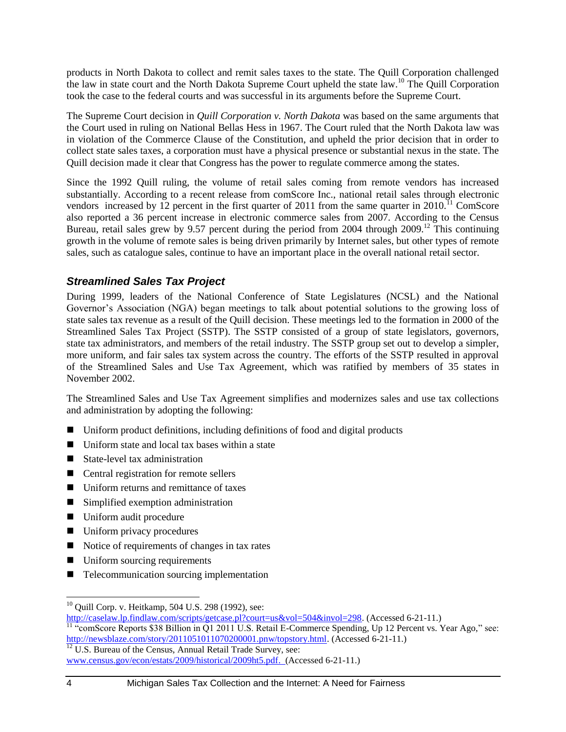products in North Dakota to collect and remit sales taxes to the state. The Quill Corporation challenged the law in state court and the North Dakota Supreme Court upheld the state law.[10] The Quill Corporation took the case to the federal courts and was successful in its arguments before the Supreme Court.

The Supreme Court decision in *Quill Corporation v. North Dakota* was based on the same arguments that the Court used in ruling on National Bellas Hess in 1967. The Court ruled that the North Dakota law was in violation of the Commerce Clause of the Constitution, and upheld the prior decision that in order to collect state sales taxes, a corporation must have a physical presence or substantial nexus in the state. The Quill decision made it clear that Congress has the power to regulate commerce among the states.

Since the 1992 Quill ruling, the volume of retail sales coming from remote vendors has increased substantially. According to a recent release from comScore Inc., national retail sales through electronic vendors increased by 12 percent in the first quarter of 2011 from the same quarter in 2010.[11] ComScore also reported a 36 percent increase in electronic commerce sales from 2007. According to the Census Bureau, retail sales grew by 9.57 percent during the period from 2004 through 2009.[12] This continuing growth in the volume of remote sales is being driven primarily by Internet sales, but other types of remote sales, such as catalogue sales, continue to have an important place in the overall national retail sector.

### *Streamlined Sales Tax Project*

During 1999, leaders of the National Conference of State Legislatures (NCSL) and the National Governor's Association (NGA) began meetings to talk about potential solutions to the growing loss of state sales tax revenue as a result of the Quill decision. These meetings led to the formation in 2000 of the Streamlined Sales Tax Project (SSTP). The SSTP consisted of a group of state legislators, governors, state tax administrators, and members of the retail industry. The SSTP group set out to develop a simpler, more uniform, and fair sales tax system across the country. The efforts of the SSTP resulted in approval of the Streamlined Sales and Use Tax Agreement, which was ratified by members of 35 states in November 2002.

The Streamlined Sales and Use Tax Agreement simplifies and modernizes sales and use tax collections and administration by adopting the following:

- Uniform product definitions, including definitions of food and digital products
- Uniform state and local tax bases within a state
- State-level tax administration
- Central registration for remote sellers
- Uniform returns and remittance of taxes
- Simplified exemption administration
- Uniform audit procedure
- Uniform privacy procedures
- Notice of requirements of changes in tax rates
- Uniform sourcing requirements
- Telecommunication sourcing implementation

---

[10] Quill Corp. v. Heitkamp, 504 U.S. 298 (1992), see: http://caselaw.lp.findlaw.com/scripts/getcase.pl?court=us&vol=504&invol=298. (Accessed 6-21-11.)

[11] "comScore Reports $38 Billion in Q1 2011 U.S. Retail E-Commerce Spending, Up 12 Percent vs. Year Ago," see: http://newsblaze.com/story/2011051011070200001.pnw/topstory.html. (Accessed 6-21-11.)

[12] U.S. Bureau of the Census, Annual Retail Trade Survey, see: www.census.gov/econ/estats/2009/historical/2009ht5.pdf. (Accessed 6-21-11.)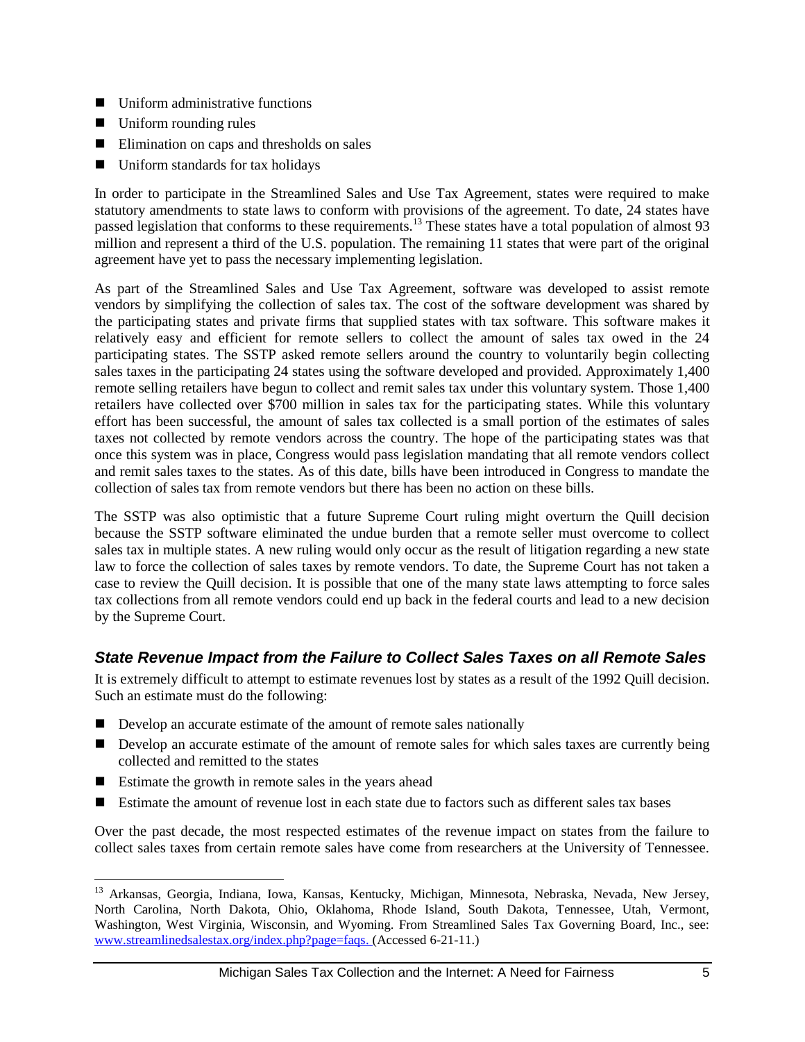- Uniform administrative functions
- Uniform rounding rules
- Elimination on caps and thresholds on sales
- Uniform standards for tax holidays

In order to participate in the Streamlined Sales and Use Tax Agreement, states were required to make statutory amendments to state laws to conform with provisions of the agreement. To date, 24 states have passed legislation that conforms to these requirements.[13] These states have a total population of almost 93 million and represent a third of the U.S. population. The remaining 11 states that were part of the original agreement have yet to pass the necessary implementing legislation.

As part of the Streamlined Sales and Use Tax Agreement, software was developed to assist remote vendors by simplifying the collection of sales tax. The cost of the software development was shared by the participating states and private firms that supplied states with tax software. This software makes it relatively easy and efficient for remote sellers to collect the amount of sales tax owed in the 24 participating states. The SSTP asked remote sellers around the country to voluntarily begin collecting sales taxes in the participating 24 states using the software developed and provided. Approximately 1,400 remote selling retailers have begun to collect and remit sales tax under this voluntary system. Those 1,400 retailers have collected over $700 million in sales tax for the participating states. While this voluntary effort has been successful, the amount of sales tax collected is a small portion of the estimates of sales taxes not collected by remote vendors across the country. The hope of the participating states was that once this system was in place, Congress would pass legislation mandating that all remote vendors collect and remit sales taxes to the states. As of this date, bills have been introduced in Congress to mandate the collection of sales tax from remote vendors but there has been no action on these bills.

The SSTP was also optimistic that a future Supreme Court ruling might overturn the Quill decision because the SSTP software eliminated the undue burden that a remote seller must overcome to collect sales tax in multiple states. A new ruling would only occur as the result of litigation regarding a new state law to force the collection of sales taxes by remote vendors. To date, the Supreme Court has not taken a case to review the Quill decision. It is possible that one of the many state laws attempting to force sales tax collections from all remote vendors could end up back in the federal courts and lead to a new decision by the Supreme Court.

### *State Revenue Impact from the Failure to Collect Sales Taxes on all Remote Sales*

It is extremely difficult to attempt to estimate revenues lost by states as a result of the 1992 Quill decision. Such an estimate must do the following:

- Develop an accurate estimate of the amount of remote sales nationally
- Develop an accurate estimate of the amount of remote sales for which sales taxes are currently being collected and remitted to the states
- Estimate the growth in remote sales in the years ahead
- Estimate the amount of revenue lost in each state due to factors such as different sales tax bases

Over the past decade, the most respected estimates of the revenue impact on states from the failure to collect sales taxes from certain remote sales have come from researchers at the University of Tennessee.

[13] Arkansas, Georgia, Indiana, Iowa, Kansas, Kentucky, Michigan, Minnesota, Nebraska, Nevada, New Jersey, North Carolina, North Dakota, Ohio, Oklahoma, Rhode Island, South Dakota, Tennessee, Utah, Vermont, Washington, West Virginia, Wisconsin, and Wyoming. From Streamlined Sales Tax Governing Board, Inc., see: www.streamlinedsalestax.org/index.php?page=faqs. (Accessed 6-21-11.)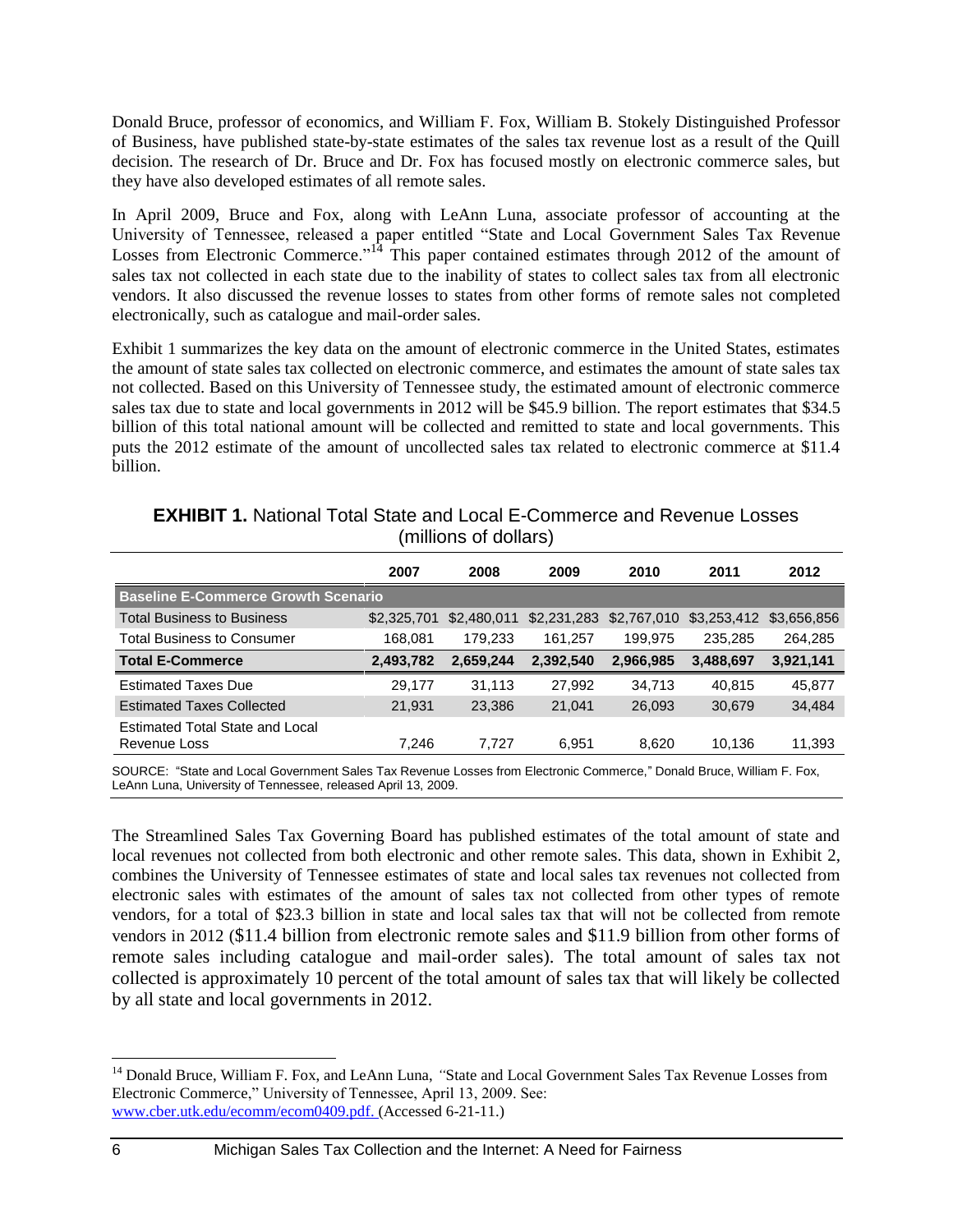Donald Bruce, professor of economics, and William F. Fox, William B. Stokely Distinguished Professor of Business, have published state-by-state estimates of the sales tax revenue lost as a result of the Quill decision. The research of Dr. Bruce and Dr. Fox has focused mostly on electronic commerce sales, but they have also developed estimates of all remote sales.

In April 2009, Bruce and Fox, along with LeAnn Luna, associate professor of accounting at the University of Tennessee, released a paper entitled "State and Local Government Sales Tax Revenue Losses from Electronic Commerce."[14] This paper contained estimates through 2012 of the amount of sales tax not collected in each state due to the inability of states to collect sales tax from all electronic vendors. It also discussed the revenue losses to states from other forms of remote sales not completed electronically, such as catalogue and mail-order sales.

Exhibit 1 summarizes the key data on the amount of electronic commerce in the United States, estimates the amount of state sales tax collected on electronic commerce, and estimates the amount of state sales tax not collected. Based on this University of Tennessee study, the estimated amount of electronic commerce sales tax due to state and local governments in 2012 will be $45.9 billion. The report estimates that $34.5 billion of this total national amount will be collected and remitted to state and local governments. This puts the 2012 estimate of the amount of uncollected sales tax related to electronic commerce at $11.4 billion.

**EXHIBIT 1.** National Total State and Local E-Commerce and Revenue Losses (millions of dollars)

| | 2007 | 2008 | 2009 | 2010 | 2011 | 2012 |
|---|---|---|---|---|---|---|
| **Baseline E-Commerce Growth Scenario** | | | | | | |
| Total Business to Business | $2,325,701 | $2,480,011 | $2,231,283 | $2,767,010 | $3,253,412 | $3,656,856 |
| Total Business to Consumer | 168,081 | 179,233 | 161,257 | 199,975 | 235,285 | 264,285 |
| **Total E-Commerce** | **2,493,782** | **2,659,244** | **2,392,540** | **2,966,985** | **3,488,697** | **3,921,141** |
| Estimated Taxes Due | 29,177 | 31,113 | 27,992 | 34,713 | 40,815 | 45,877 |
| Estimated Taxes Collected | 21,931 | 23,386 | 21,041 | 26,093 | 30,679 | 34,484 |
| Estimated Total State and Local Revenue Loss | 7,246 | 7,727 | 6,951 | 8,620 | 10,136 | 11,393 |

SOURCE: "State and Local Government Sales Tax Revenue Losses from Electronic Commerce," Donald Bruce, William F. Fox, LeAnn Luna, University of Tennessee, released April 13, 2009.

The Streamlined Sales Tax Governing Board has published estimates of the total amount of state and local revenues not collected from both electronic and other remote sales. This data, shown in Exhibit 2, combines the University of Tennessee estimates of state and local sales tax revenues not collected from electronic sales with estimates of the amount of sales tax not collected from other types of remote vendors, for a total of $23.3 billion in state and local sales tax that will not be collected from remote vendors in 2012 ($11.4 billion from electronic remote sales and $11.9 billion from other forms of remote sales including catalogue and mail-order sales). The total amount of sales tax not collected is approximately 10 percent of the total amount of sales tax that will likely be collected by all state and local governments in 2012.

[14] Donald Bruce, William F. Fox, and LeAnn Luna, *"*State and Local Government Sales Tax Revenue Losses from Electronic Commerce," University of Tennessee, April 13, 2009. See: www.cber.utk.edu/ecomm/ecom0409.pdf. (Accessed 6-21-11.)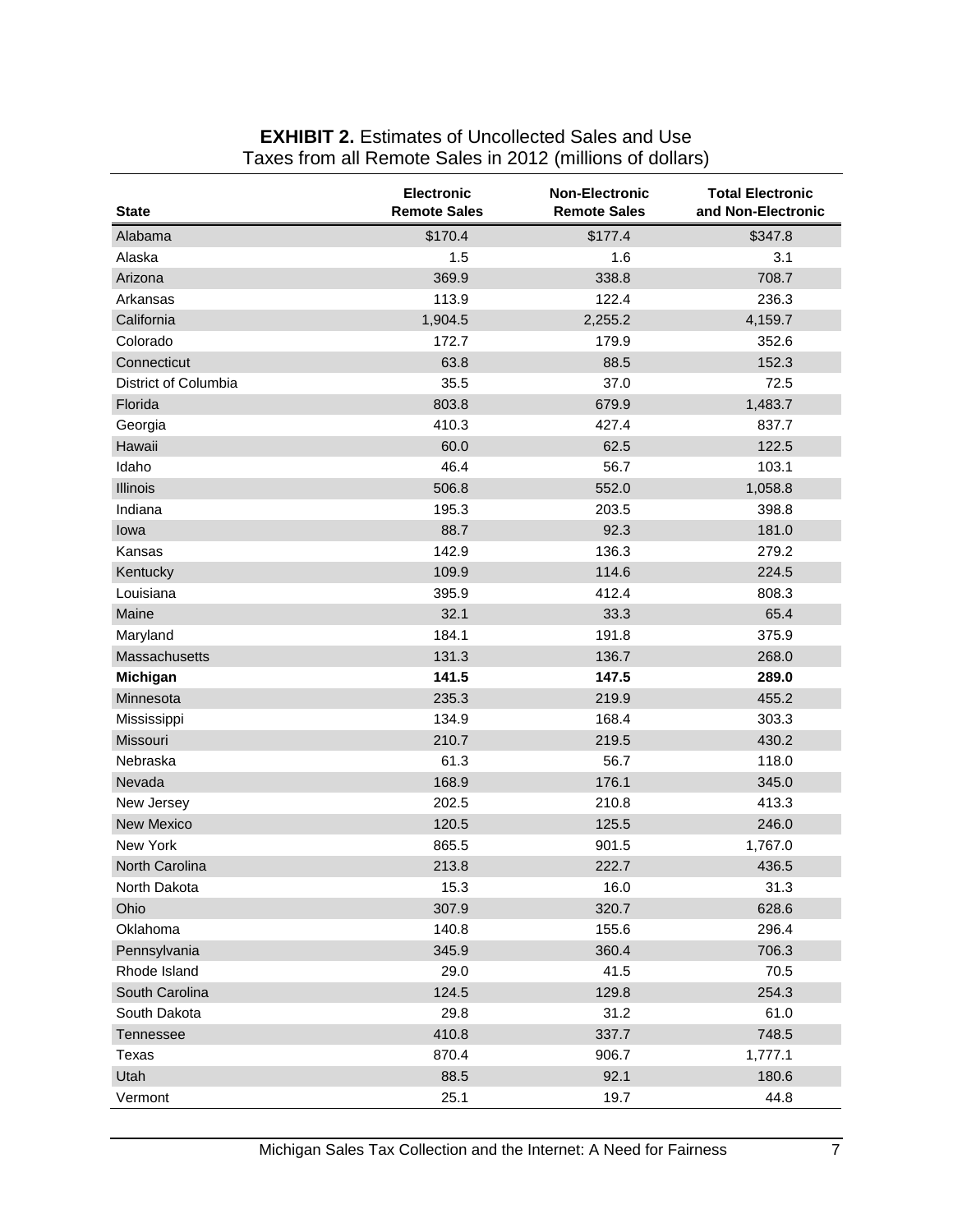**EXHIBIT 2.** Estimates of Uncollected Sales and Use Taxes from all Remote Sales in 2012 (millions of dollars)

| State | Electronic Remote Sales | Non-Electronic Remote Sales | Total Electronic and Non-Electronic |
|---|---|---|---|
| Alabama | $170.4 | $177.4 | $347.8 |
| Alaska | 1.5 | 1.6 | 3.1 |
| Arizona | 369.9 | 338.8 | 708.7 |
| Arkansas | 113.9 | 122.4 | 236.3 |
| California | 1,904.5 | 2,255.2 | 4,159.7 |
| Colorado | 172.7 | 179.9 | 352.6 |
| Connecticut | 63.8 | 88.5 | 152.3 |
| District of Columbia | 35.5 | 37.0 | 72.5 |
| Florida | 803.8 | 679.9 | 1,483.7 |
| Georgia | 410.3 | 427.4 | 837.7 |
| Hawaii | 60.0 | 62.5 | 122.5 |
| Idaho | 46.4 | 56.7 | 103.1 |
| Illinois | 506.8 | 552.0 | 1,058.8 |
| Indiana | 195.3 | 203.5 | 398.8 |
| Iowa | 88.7 | 92.3 | 181.0 |
| Kansas | 142.9 | 136.3 | 279.2 |
| Kentucky | 109.9 | 114.6 | 224.5 |
| Louisiana | 395.9 | 412.4 | 808.3 |
| Maine | 32.1 | 33.3 | 65.4 |
| Maryland | 184.1 | 191.8 | 375.9 |
| Massachusetts | 131.3 | 136.7 | 268.0 |
| **Michigan** | **141.5** | **147.5** | **289.0** |
| Minnesota | 235.3 | 219.9 | 455.2 |
| Mississippi | 134.9 | 168.4 | 303.3 |
| Missouri | 210.7 | 219.5 | 430.2 |
| Nebraska | 61.3 | 56.7 | 118.0 |
| Nevada | 168.9 | 176.1 | 345.0 |
| New Jersey | 202.5 | 210.8 | 413.3 |
| New Mexico | 120.5 | 125.5 | 246.0 |
| New York | 865.5 | 901.5 | 1,767.0 |
| North Carolina | 213.8 | 222.7 | 436.5 |
| North Dakota | 15.3 | 16.0 | 31.3 |
| Ohio | 307.9 | 320.7 | 628.6 |
| Oklahoma | 140.8 | 155.6 | 296.4 |
| Pennsylvania | 345.9 | 360.4 | 706.3 |
| Rhode Island | 29.0 | 41.5 | 70.5 |
| South Carolina | 124.5 | 129.8 | 254.3 |
| South Dakota | 29.8 | 31.2 | 61.0 |
| Tennessee | 410.8 | 337.7 | 748.5 |
| Texas | 870.4 | 906.7 | 1,777.1 |
| Utah | 88.5 | 92.1 | 180.6 |
| Vermont | 25.1 | 19.7 | 44.8 |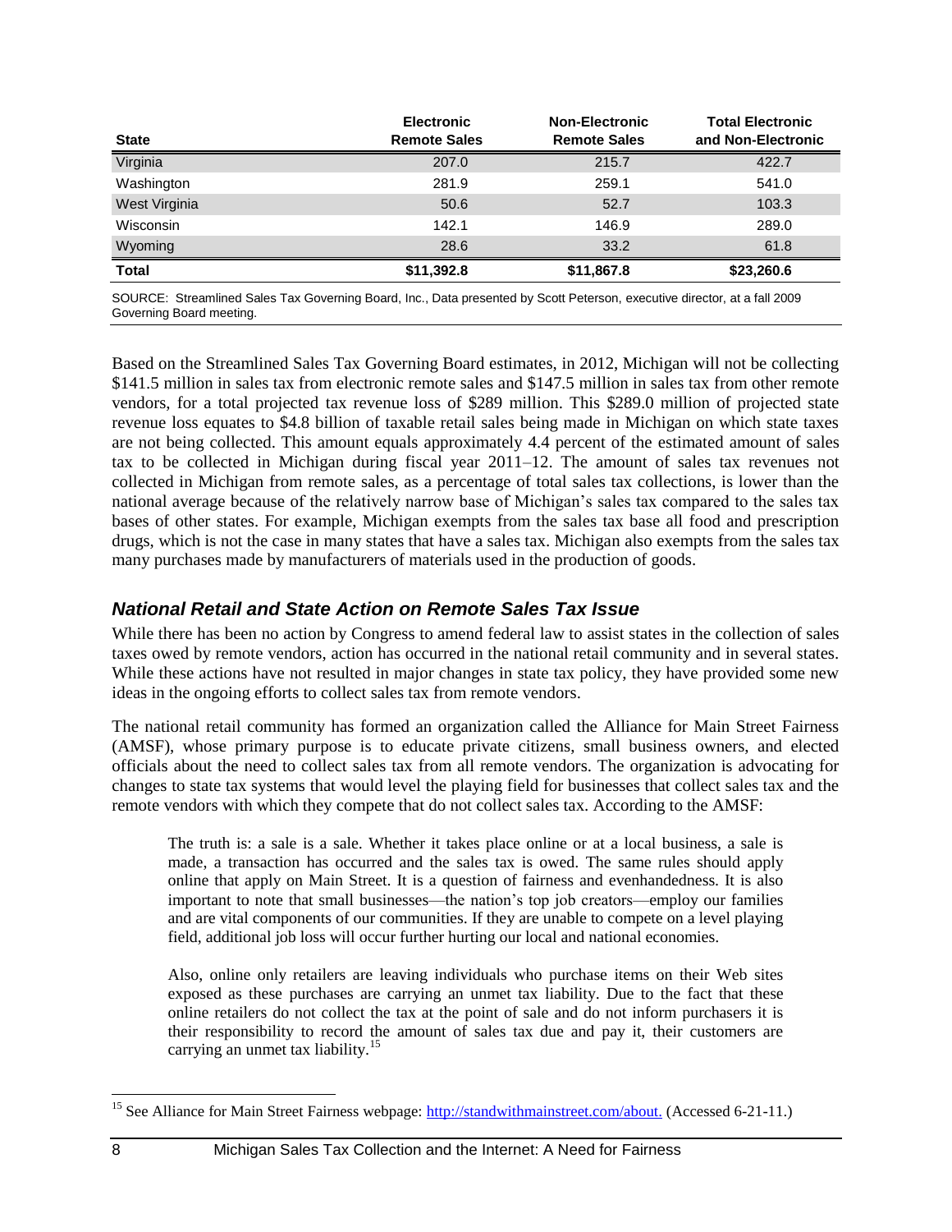| State | Electronic Remote Sales | Non-Electronic Remote Sales | Total Electronic and Non-Electronic |
|---|---|---|---|
| Virginia | 207.0 | 215.7 | 422.7 |
| Washington | 281.9 | 259.1 | 541.0 |
| West Virginia | 50.6 | 52.7 | 103.3 |
| Wisconsin | 142.1 | 146.9 | 289.0 |
| Wyoming | 28.6 | 33.2 | 61.8 |
| **Total** | **$11,392.8** | **$11,867.8** | **$23,260.6** |

SOURCE: Streamlined Sales Tax Governing Board, Inc., Data presented by Scott Peterson, executive director, at a fall 2009 Governing Board meeting.

Based on the Streamlined Sales Tax Governing Board estimates, in 2012, Michigan will not be collecting $141.5 million in sales tax from electronic remote sales and $147.5 million in sales tax from other remote vendors, for a total projected tax revenue loss of $289 million. This $289.0 million of projected state revenue loss equates to $4.8 billion of taxable retail sales being made in Michigan on which state taxes are not being collected. This amount equals approximately 4.4 percent of the estimated amount of sales tax to be collected in Michigan during fiscal year 2011–12. The amount of sales tax revenues not collected in Michigan from remote sales, as a percentage of total sales tax collections, is lower than the national average because of the relatively narrow base of Michigan's sales tax compared to the sales tax bases of other states. For example, Michigan exempts from the sales tax base all food and prescription drugs, which is not the case in many states that have a sales tax. Michigan also exempts from the sales tax many purchases made by manufacturers of materials used in the production of goods.

## *National Retail and State Action on Remote Sales Tax Issue*

While there has been no action by Congress to amend federal law to assist states in the collection of sales taxes owed by remote vendors, action has occurred in the national retail community and in several states. While these actions have not resulted in major changes in state tax policy, they have provided some new ideas in the ongoing efforts to collect sales tax from remote vendors.

The national retail community has formed an organization called the Alliance for Main Street Fairness (AMSF), whose primary purpose is to educate private citizens, small business owners, and elected officials about the need to collect sales tax from all remote vendors. The organization is advocating for changes to state tax systems that would level the playing field for businesses that collect sales tax and the remote vendors with which they compete that do not collect sales tax. According to the AMSF:

> The truth is: a sale is a sale. Whether it takes place online or at a local business, a sale is made, a transaction has occurred and the sales tax is owed. The same rules should apply online that apply on Main Street. It is a question of fairness and evenhandedness. It is also important to note that small businesses—the nation's top job creators—employ our families and are vital components of our communities. If they are unable to compete on a level playing field, additional job loss will occur further hurting our local and national economies.
>
> Also, online only retailers are leaving individuals who purchase items on their Web sites exposed as these purchases are carrying an unmet tax liability. Due to the fact that these online retailers do not collect the tax at the point of sale and do not inform purchasers it is their responsibility to record the amount of sales tax due and pay it, their customers are carrying an unmet tax liability.[15]

[15] See Alliance for Main Street Fairness webpage: http://standwithmainstreet.com/about. (Accessed 6-21-11.)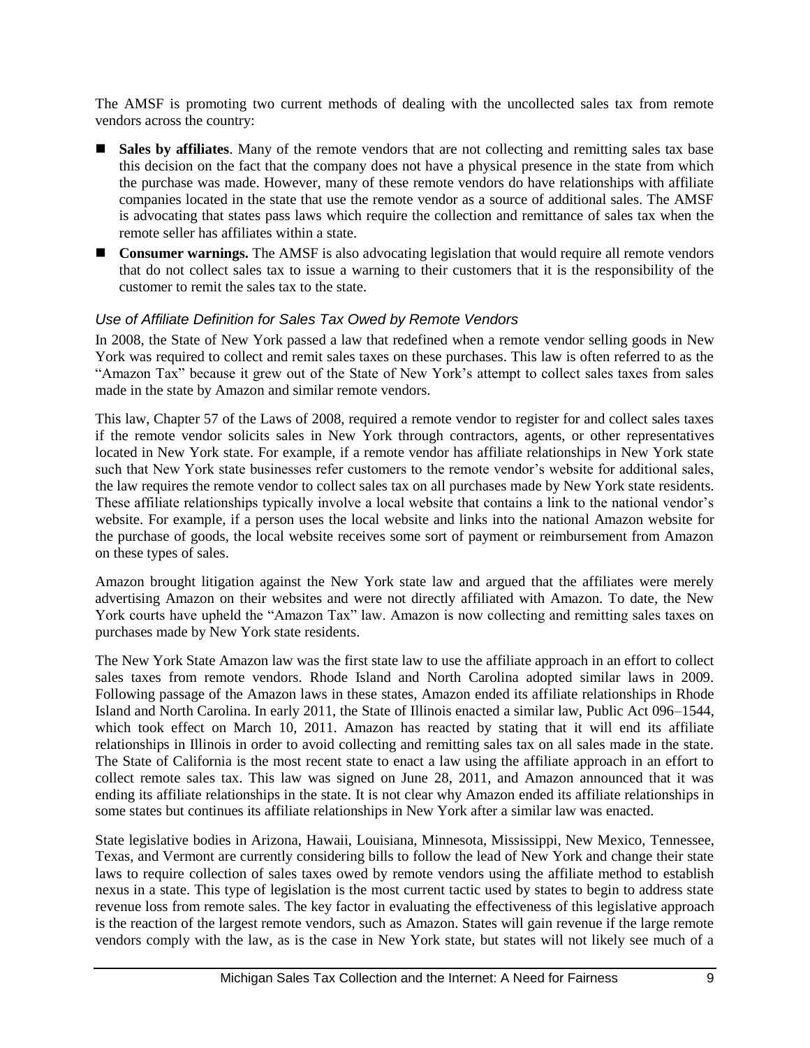The AMSF is promoting two current methods of dealing with the uncollected sales tax from remote vendors across the country:

- **Sales by affiliates**. Many of the remote vendors that are not collecting and remitting sales tax base this decision on the fact that the company does not have a physical presence in the state from which the purchase was made. However, many of these remote vendors do have relationships with affiliate companies located in the state that use the remote vendor as a source of additional sales. The AMSF is advocating that states pass laws which require the collection and remittance of sales tax when the remote seller has affiliates within a state.
- **Consumer warnings.** The AMSF is also advocating legislation that would require all remote vendors that do not collect sales tax to issue a warning to their customers that it is the responsibility of the customer to remit the sales tax to the state.

### *Use of Affiliate Definition for Sales Tax Owed by Remote Vendors*

In 2008, the State of New York passed a law that redefined when a remote vendor selling goods in New York was required to collect and remit sales taxes on these purchases. This law is often referred to as the "Amazon Tax" because it grew out of the State of New York's attempt to collect sales taxes from sales made in the state by Amazon and similar remote vendors.

This law, Chapter 57 of the Laws of 2008, required a remote vendor to register for and collect sales taxes if the remote vendor solicits sales in New York through contractors, agents, or other representatives located in New York state. For example, if a remote vendor has affiliate relationships in New York state such that New York state businesses refer customers to the remote vendor's website for additional sales, the law requires the remote vendor to collect sales tax on all purchases made by New York state residents. These affiliate relationships typically involve a local website that contains a link to the national vendor's website. For example, if a person uses the local website and links into the national Amazon website for the purchase of goods, the local website receives some sort of payment or reimbursement from Amazon on these types of sales.

Amazon brought litigation against the New York state law and argued that the affiliates were merely advertising Amazon on their websites and were not directly affiliated with Amazon. To date, the New York courts have upheld the "Amazon Tax" law. Amazon is now collecting and remitting sales taxes on purchases made by New York state residents.

The New York State Amazon law was the first state law to use the affiliate approach in an effort to collect sales taxes from remote vendors. Rhode Island and North Carolina adopted similar laws in 2009. Following passage of the Amazon laws in these states, Amazon ended its affiliate relationships in Rhode Island and North Carolina. In early 2011, the State of Illinois enacted a similar law, Public Act 096–1544, which took effect on March 10, 2011. Amazon has reacted by stating that it will end its affiliate relationships in Illinois in order to avoid collecting and remitting sales tax on all sales made in the state. The State of California is the most recent state to enact a law using the affiliate approach in an effort to collect remote sales tax. This law was signed on June 28, 2011, and Amazon announced that it was ending its affiliate relationships in the state. It is not clear why Amazon ended its affiliate relationships in some states but continues its affiliate relationships in New York after a similar law was enacted.

State legislative bodies in Arizona, Hawaii, Louisiana, Minnesota, Mississippi, New Mexico, Tennessee, Texas, and Vermont are currently considering bills to follow the lead of New York and change their state laws to require collection of sales taxes owed by remote vendors using the affiliate method to establish nexus in a state. This type of legislation is the most current tactic used by states to begin to address state revenue loss from remote sales. The key factor in evaluating the effectiveness of this legislative approach is the reaction of the largest remote vendors, such as Amazon. States will gain revenue if the large remote vendors comply with the law, as is the case in New York state, but states will not likely see much of a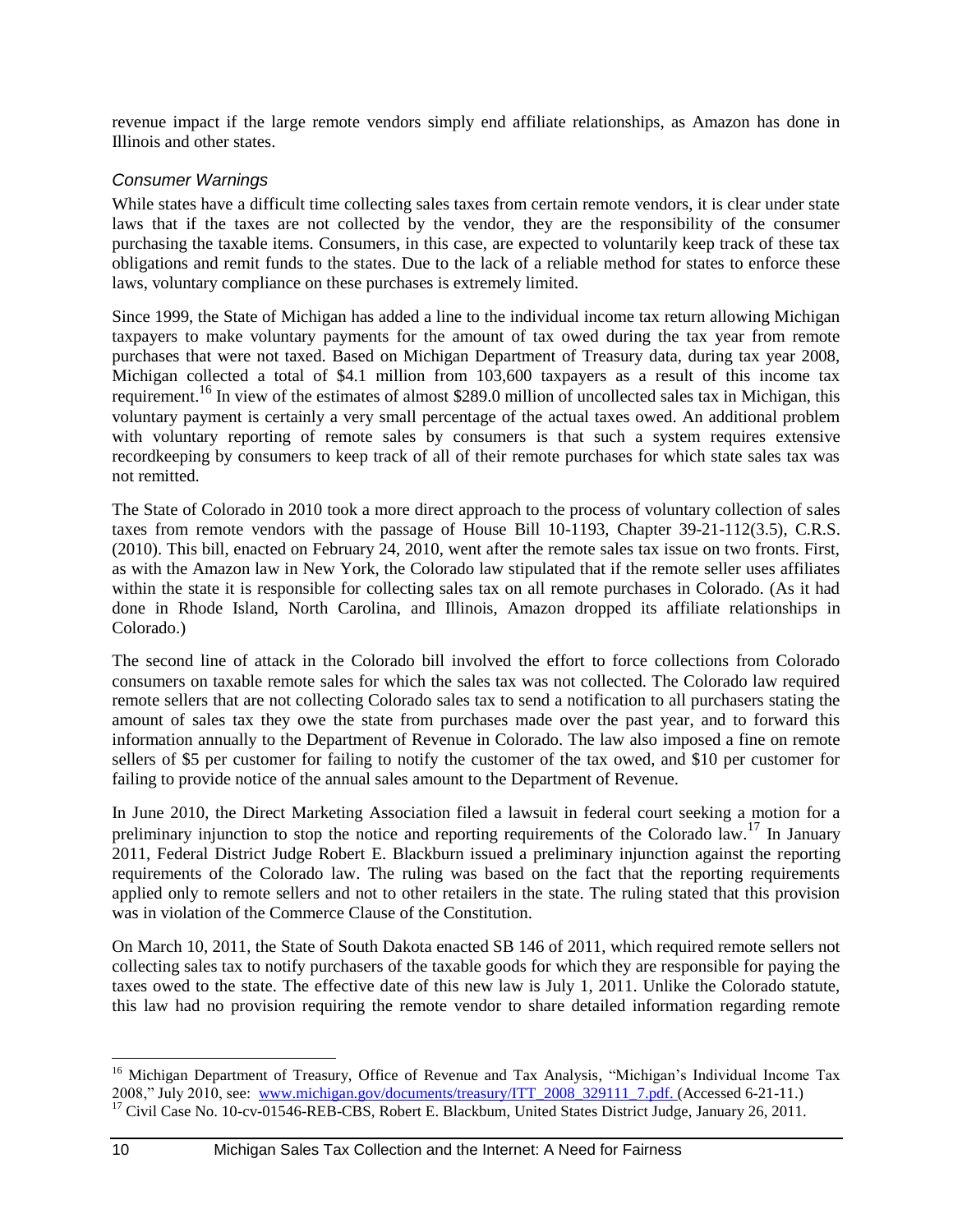revenue impact if the large remote vendors simply end affiliate relationships, as Amazon has done in Illinois and other states.

### *Consumer Warnings*

While states have a difficult time collecting sales taxes from certain remote vendors, it is clear under state laws that if the taxes are not collected by the vendor, they are the responsibility of the consumer purchasing the taxable items. Consumers, in this case, are expected to voluntarily keep track of these tax obligations and remit funds to the states. Due to the lack of a reliable method for states to enforce these laws, voluntary compliance on these purchases is extremely limited.

Since 1999, the State of Michigan has added a line to the individual income tax return allowing Michigan taxpayers to make voluntary payments for the amount of tax owed during the tax year from remote purchases that were not taxed. Based on Michigan Department of Treasury data, during tax year 2008, Michigan collected a total of \$4.1 million from 103,600 taxpayers as a result of this income tax requirement.[16] In view of the estimates of almost \$289.0 million of uncollected sales tax in Michigan, this voluntary payment is certainly a very small percentage of the actual taxes owed. An additional problem with voluntary reporting of remote sales by consumers is that such a system requires extensive recordkeeping by consumers to keep track of all of their remote purchases for which state sales tax was not remitted.

The State of Colorado in 2010 took a more direct approach to the process of voluntary collection of sales taxes from remote vendors with the passage of House Bill 10-1193, Chapter 39-21-112(3.5), C.R.S. (2010). This bill, enacted on February 24, 2010, went after the remote sales tax issue on two fronts. First, as with the Amazon law in New York, the Colorado law stipulated that if the remote seller uses affiliates within the state it is responsible for collecting sales tax on all remote purchases in Colorado. (As it had done in Rhode Island, North Carolina, and Illinois, Amazon dropped its affiliate relationships in Colorado.)

The second line of attack in the Colorado bill involved the effort to force collections from Colorado consumers on taxable remote sales for which the sales tax was not collected. The Colorado law required remote sellers that are not collecting Colorado sales tax to send a notification to all purchasers stating the amount of sales tax they owe the state from purchases made over the past year, and to forward this information annually to the Department of Revenue in Colorado. The law also imposed a fine on remote sellers of \$5 per customer for failing to notify the customer of the tax owed, and \$10 per customer for failing to provide notice of the annual sales amount to the Department of Revenue.

In June 2010, the Direct Marketing Association filed a lawsuit in federal court seeking a motion for a preliminary injunction to stop the notice and reporting requirements of the Colorado law.[17] In January 2011, Federal District Judge Robert E. Blackburn issued a preliminary injunction against the reporting requirements of the Colorado law. The ruling was based on the fact that the reporting requirements applied only to remote sellers and not to other retailers in the state. The ruling stated that this provision was in violation of the Commerce Clause of the Constitution.

On March 10, 2011, the State of South Dakota enacted SB 146 of 2011, which required remote sellers not collecting sales tax to notify purchasers of the taxable goods for which they are responsible for paying the taxes owed to the state. The effective date of this new law is July 1, 2011. Unlike the Colorado statute, this law had no provision requiring the remote vendor to share detailed information regarding remote

---

[16] Michigan Department of Treasury, Office of Revenue and Tax Analysis, "Michigan's Individual Income Tax 2008," July 2010, see: www.michigan.gov/documents/treasury/ITT_2008_329111_7.pdf. (Accessed 6-21-11.)

[17] Civil Case No. 10-cv-01546-REB-CBS, Robert E. Blackbum, United States District Judge, January 26, 2011.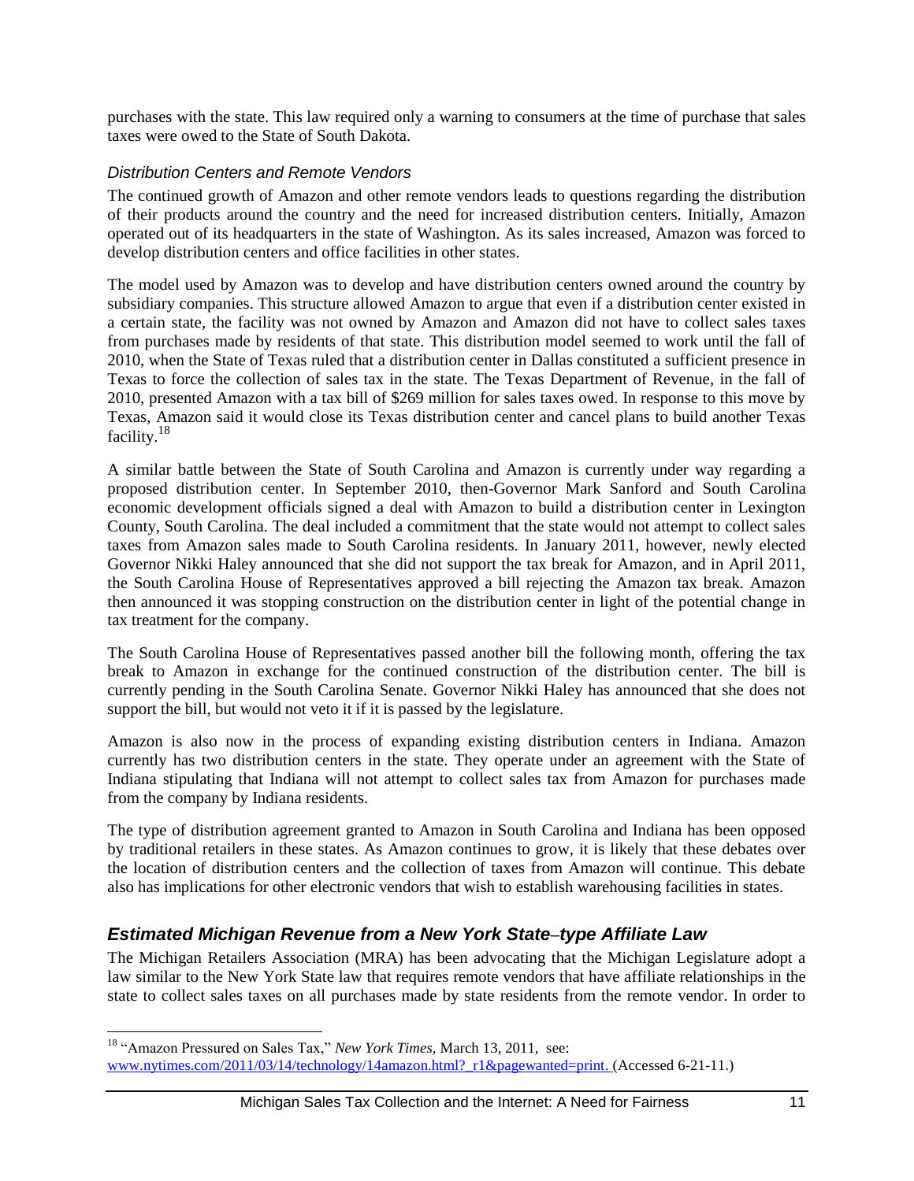purchases with the state. This law required only a warning to consumers at the time of purchase that sales taxes were owed to the State of South Dakota.

### *Distribution Centers and Remote Vendors*

The continued growth of Amazon and other remote vendors leads to questions regarding the distribution of their products around the country and the need for increased distribution centers. Initially, Amazon operated out of its headquarters in the state of Washington. As its sales increased, Amazon was forced to develop distribution centers and office facilities in other states.

The model used by Amazon was to develop and have distribution centers owned around the country by subsidiary companies. This structure allowed Amazon to argue that even if a distribution center existed in a certain state, the facility was not owned by Amazon and Amazon did not have to collect sales taxes from purchases made by residents of that state. This distribution model seemed to work until the fall of 2010, when the State of Texas ruled that a distribution center in Dallas constituted a sufficient presence in Texas to force the collection of sales tax in the state. The Texas Department of Revenue, in the fall of 2010, presented Amazon with a tax bill of $269 million for sales taxes owed. In response to this move by Texas, Amazon said it would close its Texas distribution center and cancel plans to build another Texas facility.[18]

A similar battle between the State of South Carolina and Amazon is currently under way regarding a proposed distribution center. In September 2010, then-Governor Mark Sanford and South Carolina economic development officials signed a deal with Amazon to build a distribution center in Lexington County, South Carolina. The deal included a commitment that the state would not attempt to collect sales taxes from Amazon sales made to South Carolina residents. In January 2011, however, newly elected Governor Nikki Haley announced that she did not support the tax break for Amazon, and in April 2011, the South Carolina House of Representatives approved a bill rejecting the Amazon tax break. Amazon then announced it was stopping construction on the distribution center in light of the potential change in tax treatment for the company.

The South Carolina House of Representatives passed another bill the following month, offering the tax break to Amazon in exchange for the continued construction of the distribution center. The bill is currently pending in the South Carolina Senate. Governor Nikki Haley has announced that she does not support the bill, but would not veto it if it is passed by the legislature.

Amazon is also now in the process of expanding existing distribution centers in Indiana. Amazon currently has two distribution centers in the state. They operate under an agreement with the State of Indiana stipulating that Indiana will not attempt to collect sales tax from Amazon for purchases made from the company by Indiana residents.

The type of distribution agreement granted to Amazon in South Carolina and Indiana has been opposed by traditional retailers in these states. As Amazon continues to grow, it is likely that these debates over the location of distribution centers and the collection of taxes from Amazon will continue. This debate also has implications for other electronic vendors that wish to establish warehousing facilities in states.

## *Estimated Michigan Revenue from a New York State–type Affiliate Law*

The Michigan Retailers Association (MRA) has been advocating that the Michigan Legislature adopt a law similar to the New York State law that requires remote vendors that have affiliate relationships in the state to collect sales taxes on all purchases made by state residents from the remote vendor. In order to

[18] "Amazon Pressured on Sales Tax," *New York Times,* March 13, 2011, see: www.nytimes.com/2011/03/14/technology/14amazon.html?_r1&pagewanted=print. (Accessed 6-21-11.)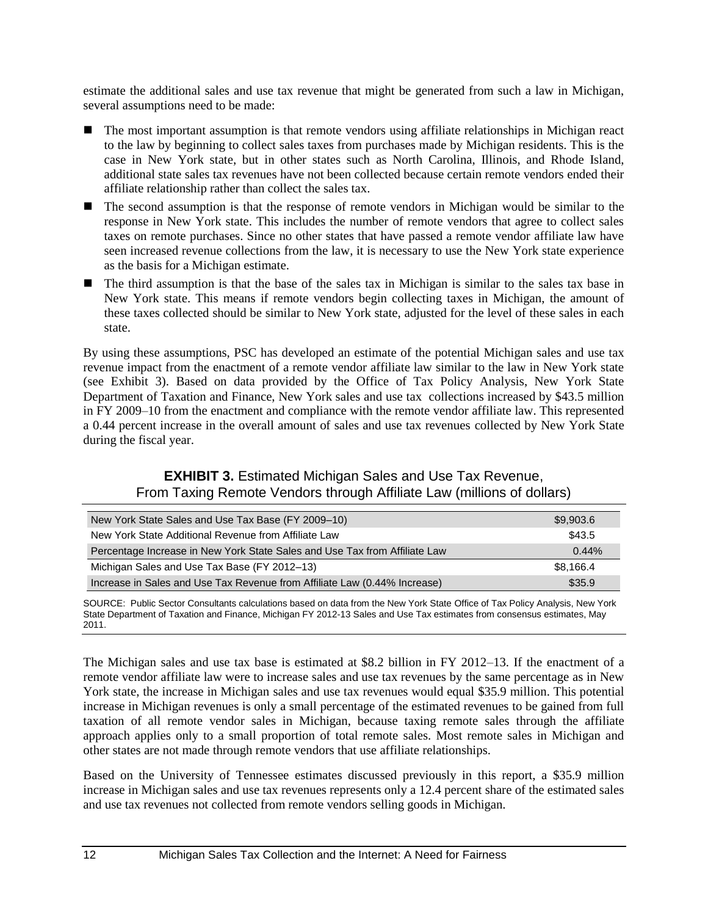estimate the additional sales and use tax revenue that might be generated from such a law in Michigan, several assumptions need to be made:

- The most important assumption is that remote vendors using affiliate relationships in Michigan react to the law by beginning to collect sales taxes from purchases made by Michigan residents. This is the case in New York state, but in other states such as North Carolina, Illinois, and Rhode Island, additional state sales tax revenues have not been collected because certain remote vendors ended their affiliate relationship rather than collect the sales tax.
- The second assumption is that the response of remote vendors in Michigan would be similar to the response in New York state. This includes the number of remote vendors that agree to collect sales taxes on remote purchases. Since no other states that have passed a remote vendor affiliate law have seen increased revenue collections from the law, it is necessary to use the New York state experience as the basis for a Michigan estimate.
- The third assumption is that the base of the sales tax in Michigan is similar to the sales tax base in New York state. This means if remote vendors begin collecting taxes in Michigan, the amount of these taxes collected should be similar to New York state, adjusted for the level of these sales in each state.

By using these assumptions, PSC has developed an estimate of the potential Michigan sales and use tax revenue impact from the enactment of a remote vendor affiliate law similar to the law in New York state (see Exhibit 3). Based on data provided by the Office of Tax Policy Analysis, New York State Department of Taxation and Finance, New York sales and use tax collections increased by $43.5 million in FY 2009–10 from the enactment and compliance with the remote vendor affiliate law. This represented a 0.44 percent increase in the overall amount of sales and use tax revenues collected by New York State during the fiscal year.

**EXHIBIT 3.** Estimated Michigan Sales and Use Tax Revenue, From Taxing Remote Vendors through Affiliate Law (millions of dollars)

| Item | Amount |
|---|---|
| New York State Sales and Use Tax Base (FY 2009–10) | $9,903.6 |
| New York State Additional Revenue from Affiliate Law | $43.5 |
| Percentage Increase in New York State Sales and Use Tax from Affiliate Law | 0.44% |
| Michigan Sales and Use Tax Base (FY 2012–13) | $8,166.4 |
| Increase in Sales and Use Tax Revenue from Affiliate Law (0.44% Increase) | $35.9 |

SOURCE: Public Sector Consultants calculations based on data from the New York State Office of Tax Policy Analysis, New York State Department of Taxation and Finance, Michigan FY 2012-13 Sales and Use Tax estimates from consensus estimates, May 2011.

The Michigan sales and use tax base is estimated at $8.2 billion in FY 2012–13. If the enactment of a remote vendor affiliate law were to increase sales and use tax revenues by the same percentage as in New York state, the increase in Michigan sales and use tax revenues would equal $35.9 million. This potential increase in Michigan revenues is only a small percentage of the estimated revenues to be gained from full taxation of all remote vendor sales in Michigan, because taxing remote sales through the affiliate approach applies only to a small proportion of total remote sales. Most remote sales in Michigan and other states are not made through remote vendors that use affiliate relationships.

Based on the University of Tennessee estimates discussed previously in this report, a $35.9 million increase in Michigan sales and use tax revenues represents only a 12.4 percent share of the estimated sales and use tax revenues not collected from remote vendors selling goods in Michigan.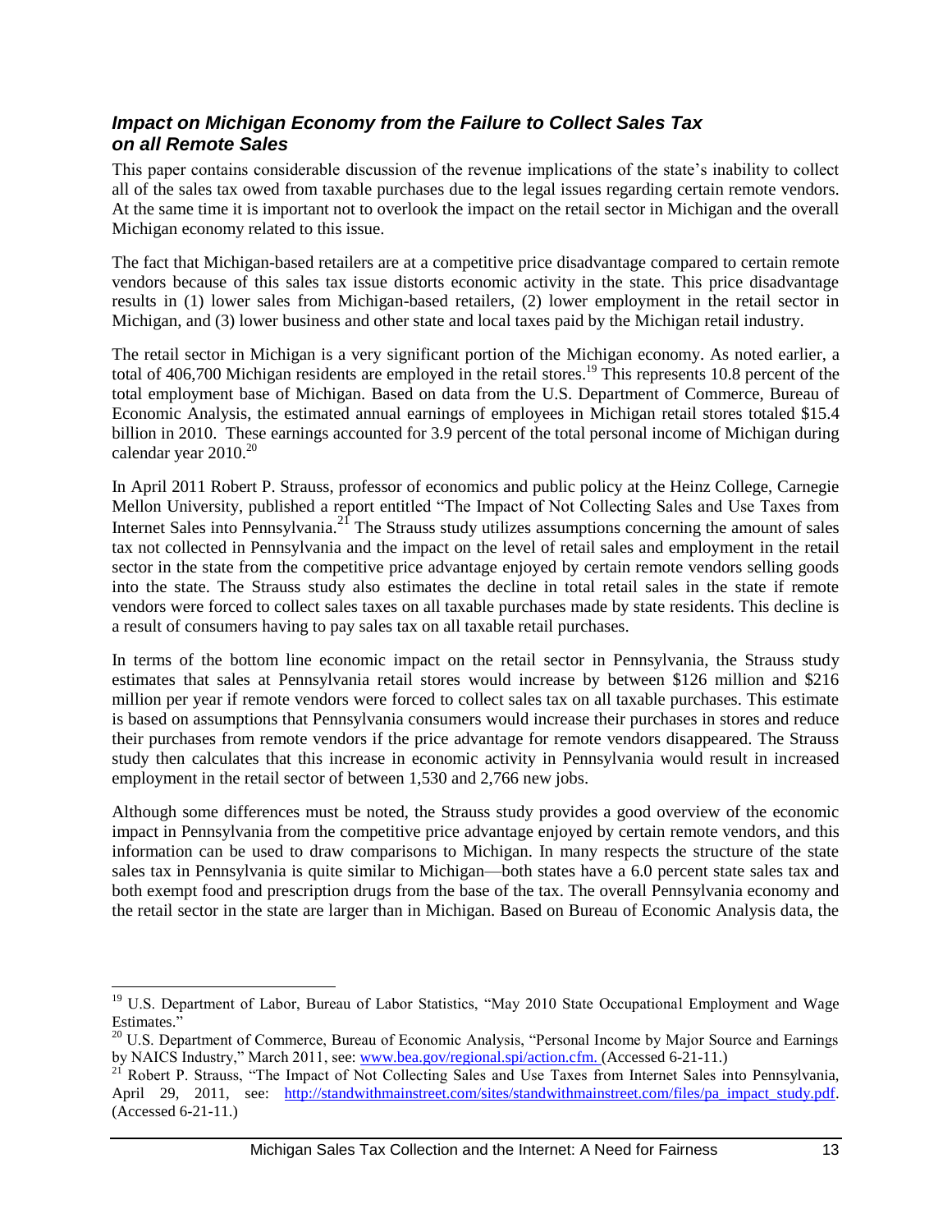### *Impact on Michigan Economy from the Failure to Collect Sales Tax on all Remote Sales*

This paper contains considerable discussion of the revenue implications of the state's inability to collect all of the sales tax owed from taxable purchases due to the legal issues regarding certain remote vendors. At the same time it is important not to overlook the impact on the retail sector in Michigan and the overall Michigan economy related to this issue.

The fact that Michigan-based retailers are at a competitive price disadvantage compared to certain remote vendors because of this sales tax issue distorts economic activity in the state. This price disadvantage results in (1) lower sales from Michigan-based retailers, (2) lower employment in the retail sector in Michigan, and (3) lower business and other state and local taxes paid by the Michigan retail industry.

The retail sector in Michigan is a very significant portion of the Michigan economy. As noted earlier, a total of 406,700 Michigan residents are employed in the retail stores.[19] This represents 10.8 percent of the total employment base of Michigan. Based on data from the U.S. Department of Commerce, Bureau of Economic Analysis, the estimated annual earnings of employees in Michigan retail stores totaled $15.4 billion in 2010. These earnings accounted for 3.9 percent of the total personal income of Michigan during calendar year 2010.[20]

In April 2011 Robert P. Strauss, professor of economics and public policy at the Heinz College, Carnegie Mellon University, published a report entitled "The Impact of Not Collecting Sales and Use Taxes from Internet Sales into Pennsylvania.[21] The Strauss study utilizes assumptions concerning the amount of sales tax not collected in Pennsylvania and the impact on the level of retail sales and employment in the retail sector in the state from the competitive price advantage enjoyed by certain remote vendors selling goods into the state. The Strauss study also estimates the decline in total retail sales in the state if remote vendors were forced to collect sales taxes on all taxable purchases made by state residents. This decline is a result of consumers having to pay sales tax on all taxable retail purchases.

In terms of the bottom line economic impact on the retail sector in Pennsylvania, the Strauss study estimates that sales at Pennsylvania retail stores would increase by between $126 million and $216 million per year if remote vendors were forced to collect sales tax on all taxable purchases. This estimate is based on assumptions that Pennsylvania consumers would increase their purchases in stores and reduce their purchases from remote vendors if the price advantage for remote vendors disappeared. The Strauss study then calculates that this increase in economic activity in Pennsylvania would result in increased employment in the retail sector of between 1,530 and 2,766 new jobs.

Although some differences must be noted, the Strauss study provides a good overview of the economic impact in Pennsylvania from the competitive price advantage enjoyed by certain remote vendors, and this information can be used to draw comparisons to Michigan. In many respects the structure of the state sales tax in Pennsylvania is quite similar to Michigan—both states have a 6.0 percent state sales tax and both exempt food and prescription drugs from the base of the tax. The overall Pennsylvania economy and the retail sector in the state are larger than in Michigan. Based on Bureau of Economic Analysis data, the

---

[19] U.S. Department of Labor, Bureau of Labor Statistics, "May 2010 State Occupational Employment and Wage Estimates."

[20] U.S. Department of Commerce, Bureau of Economic Analysis, "Personal Income by Major Source and Earnings by NAICS Industry," March 2011, see: www.bea.gov/regional.spi/action.cfm. (Accessed 6-21-11.)

[21] Robert P. Strauss, "The Impact of Not Collecting Sales and Use Taxes from Internet Sales into Pennsylvania, April 29, 2011, see: http://standwithmainstreet.com/sites/standwithmainstreet.com/files/pa_impact_study.pdf. (Accessed 6-21-11.)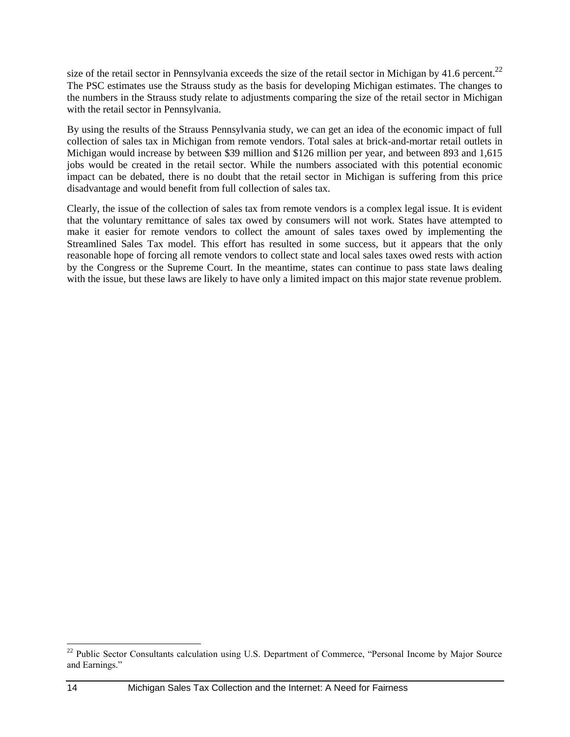size of the retail sector in Pennsylvania exceeds the size of the retail sector in Michigan by 41.6 percent.[22] The PSC estimates use the Strauss study as the basis for developing Michigan estimates. The changes to the numbers in the Strauss study relate to adjustments comparing the size of the retail sector in Michigan with the retail sector in Pennsylvania.

By using the results of the Strauss Pennsylvania study, we can get an idea of the economic impact of full collection of sales tax in Michigan from remote vendors. Total sales at brick-and-mortar retail outlets in Michigan would increase by between $39 million and $126 million per year, and between 893 and 1,615 jobs would be created in the retail sector. While the numbers associated with this potential economic impact can be debated, there is no doubt that the retail sector in Michigan is suffering from this price disadvantage and would benefit from full collection of sales tax.

Clearly, the issue of the collection of sales tax from remote vendors is a complex legal issue. It is evident that the voluntary remittance of sales tax owed by consumers will not work. States have attempted to make it easier for remote vendors to collect the amount of sales taxes owed by implementing the Streamlined Sales Tax model. This effort has resulted in some success, but it appears that the only reasonable hope of forcing all remote vendors to collect state and local sales taxes owed rests with action by the Congress or the Supreme Court. In the meantime, states can continue to pass state laws dealing with the issue, but these laws are likely to have only a limited impact on this major state revenue problem.

[22] Public Sector Consultants calculation using U.S. Department of Commerce, "Personal Income by Major Source and Earnings."